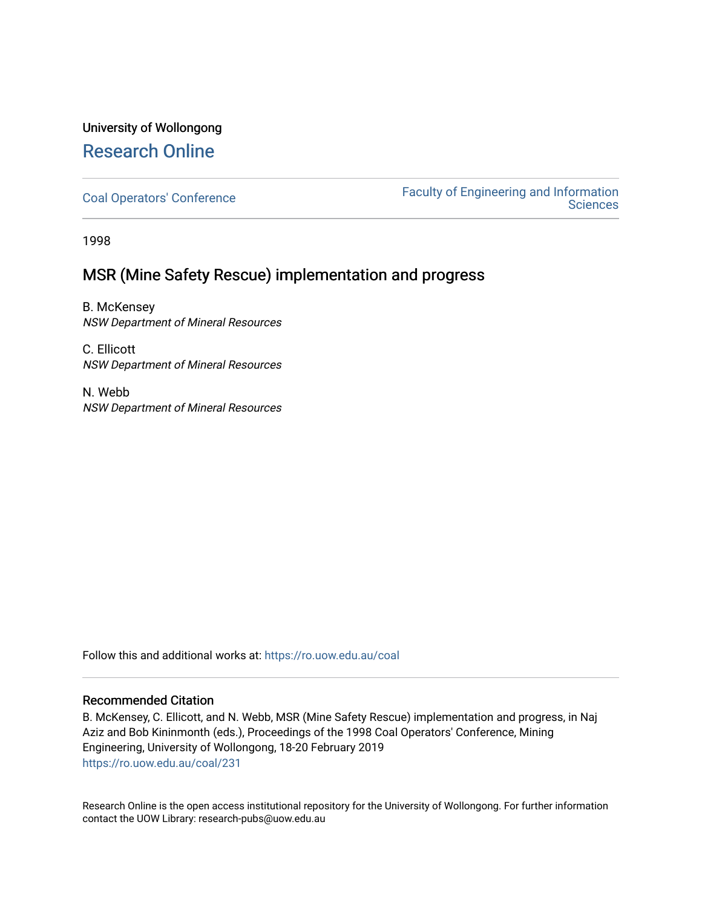University of Wollongong

# Research Online

Coal Operators' Conference

Faculty of Engineering and Information Sciences

1998

## MSR (Mine Safety Rescue) implementation and progress

B. McKensey
*NSW Department of Mineral Resources*

C. Ellicott
*NSW Department of Mineral Resources*

N. Webb
*NSW Department of Mineral Resources*

Follow this and additional works at: https://ro.uow.edu.au/coal

### Recommended Citation

B. McKensey, C. Ellicott, and N. Webb, MSR (Mine Safety Rescue) implementation and progress, in Naj Aziz and Bob Kininmonth (eds.), Proceedings of the 1998 Coal Operators' Conference, Mining Engineering, University of Wollongong, 18-20 February 2019
https://ro.uow.edu.au/coal/231

Research Online is the open access institutional repository for the University of Wollongong. For further information contact the UOW Library: research-pubs@uow.edu.au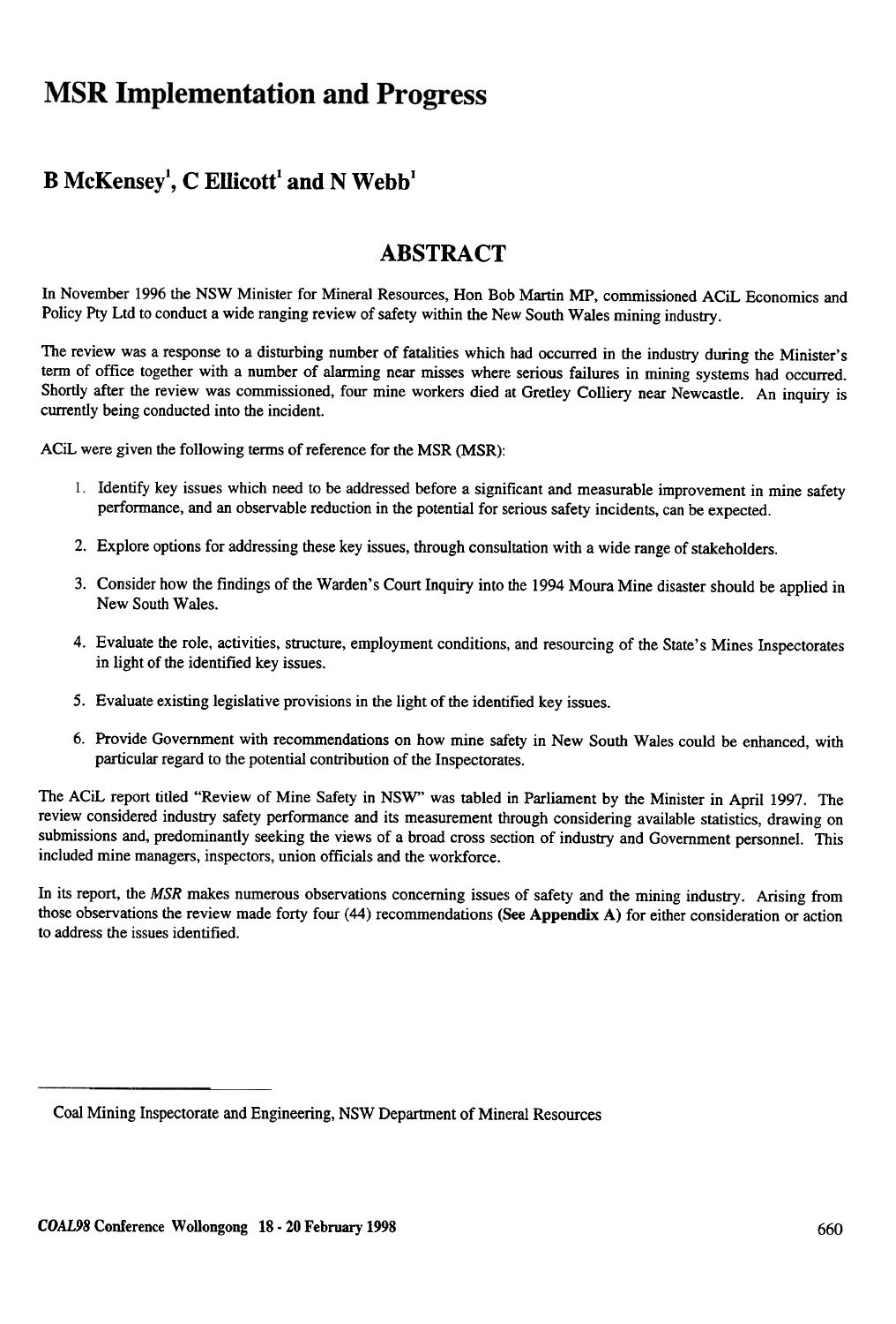# MSR Implementation and Progress

## B McKensey[1], C Ellicott[1] and N Webb[1]

## ABSTRACT

In November 1996 the NSW Minister for Mineral Resources, Hon Bob Martin MP, commissioned ACiL Economics and Policy Pty Ltd to conduct a wide ranging review of safety within the New South Wales mining industry.

The review was a response to a disturbing number of fatalities which had occurred in the industry during the Minister's term of office together with a number of alarming near misses where serious failures in mining systems had occurred. Shortly after the review was commissioned, four mine workers died at Gretley Colliery near Newcastle. An inquiry is currently being conducted into the incident.

ACiL were given the following terms of reference for the MSR (MSR):

1. Identify key issues which need to be addressed before a significant and measurable improvement in mine safety performance, and an observable reduction in the potential for serious safety incidents, can be expected.

2. Explore options for addressing these key issues, through consultation with a wide range of stakeholders.

3. Consider how the findings of the Warden's Court Inquiry into the 1994 Moura Mine disaster should be applied in New South Wales.

4. Evaluate the role, activities, structure, employment conditions, and resourcing of the State's Mines Inspectorates in light of the identified key issues.

5. Evaluate existing legislative provisions in the light of the identified key issues.

6. Provide Government with recommendations on how mine safety in New South Wales could be enhanced, with particular regard to the potential contribution of the Inspectorates.

The ACiL report titled "Review of Mine Safety in NSW" was tabled in Parliament by the Minister in April 1997. The review considered industry safety performance and its measurement through considering available statistics, drawing on submissions and, predominantly seeking the views of a broad cross section of industry and Government personnel. This included mine managers, inspectors, union officials and the workforce.

In its report, the *MSR* makes numerous observations concerning issues of safety and the mining industry. Arising from those observations the review made forty four (44) recommendations **(See Appendix A)** for either consideration or action to address the issues identified.

---

[1] Coal Mining Inspectorate and Engineering, NSW Department of Mineral Resources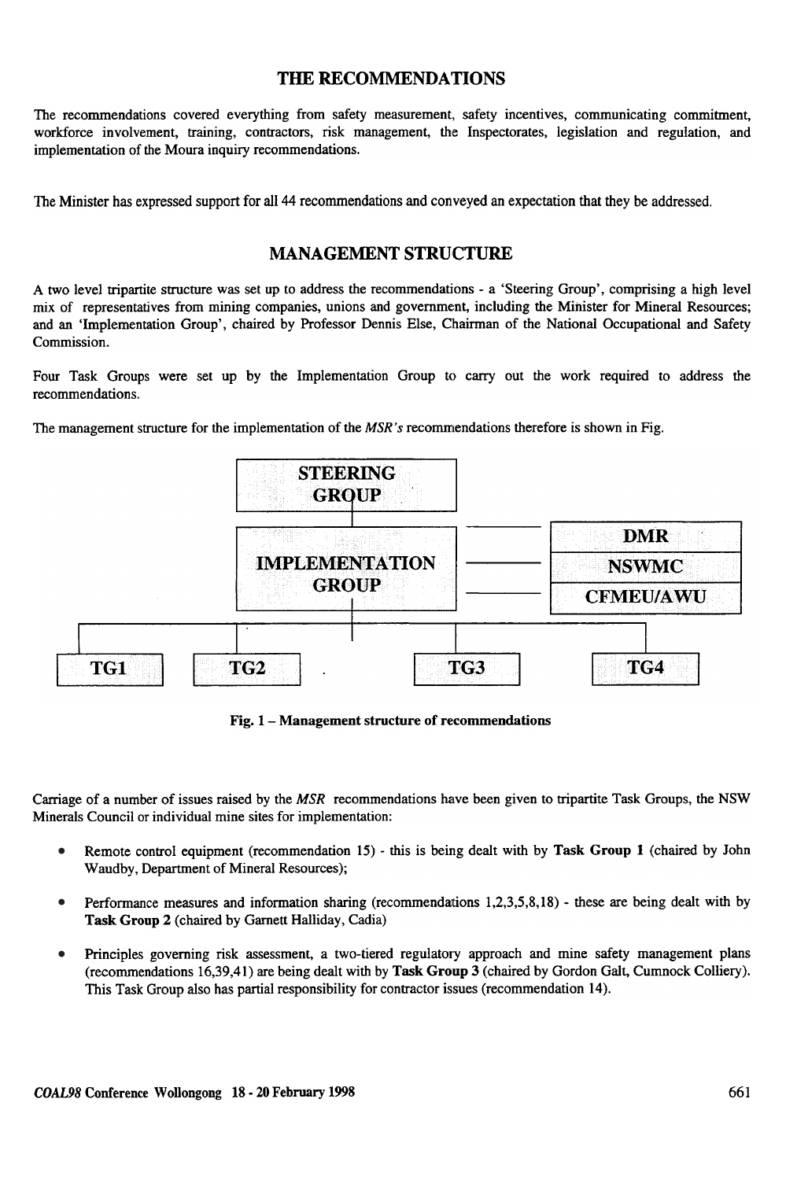## THE RECOMMENDATIONS

The recommendations covered everything from safety measurement, safety incentives, communicating commitment, workforce involvement, training, contractors, risk management, the Inspectorates, legislation and regulation, and implementation of the Moura inquiry recommendations.

The Minister has expressed support for all 44 recommendations and conveyed an expectation that they be addressed.

## MANAGEMENT STRUCTURE

A two level tripartite structure was set up to address the recommendations - a 'Steering Group', comprising a high level mix of representatives from mining companies, unions and government, including the Minister for Mineral Resources; and an 'Implementation Group', chaired by Professor Dennis Else, Chairman of the National Occupational and Safety Commission.

Four Task Groups were set up by the Implementation Group to carry out the work required to address the recommendations.

The management structure for the implementation of the *MSR's* recommendations therefore is shown in Fig.

STEERING GROUP

IMPLEMENTATION GROUP — DMR / NSWMC / CFMEU/AWU

TG1 | TG2 | TG3 | TG4

**Fig. 1 – Management structure of recommendations**

Carriage of a number of issues raised by the *MSR* recommendations have been given to tripartite Task Groups, the NSW Minerals Council or individual mine sites for implementation:

- Remote control equipment (recommendation 15) - this is being dealt with by **Task Group 1** (chaired by John Waudby, Department of Mineral Resources);
- Performance measures and information sharing (recommendations 1,2,3,5,8,18) - these are being dealt with by **Task Group 2** (chaired by Garnett Halliday, Cadia)
- Principles governing risk assessment, a two-tiered regulatory approach and mine safety management plans (recommendations 16,39,41) are being dealt with by **Task Group 3** (chaired by Gordon Galt, Cumnock Colliery). This Task Group also has partial responsibility for contractor issues (recommendation 14).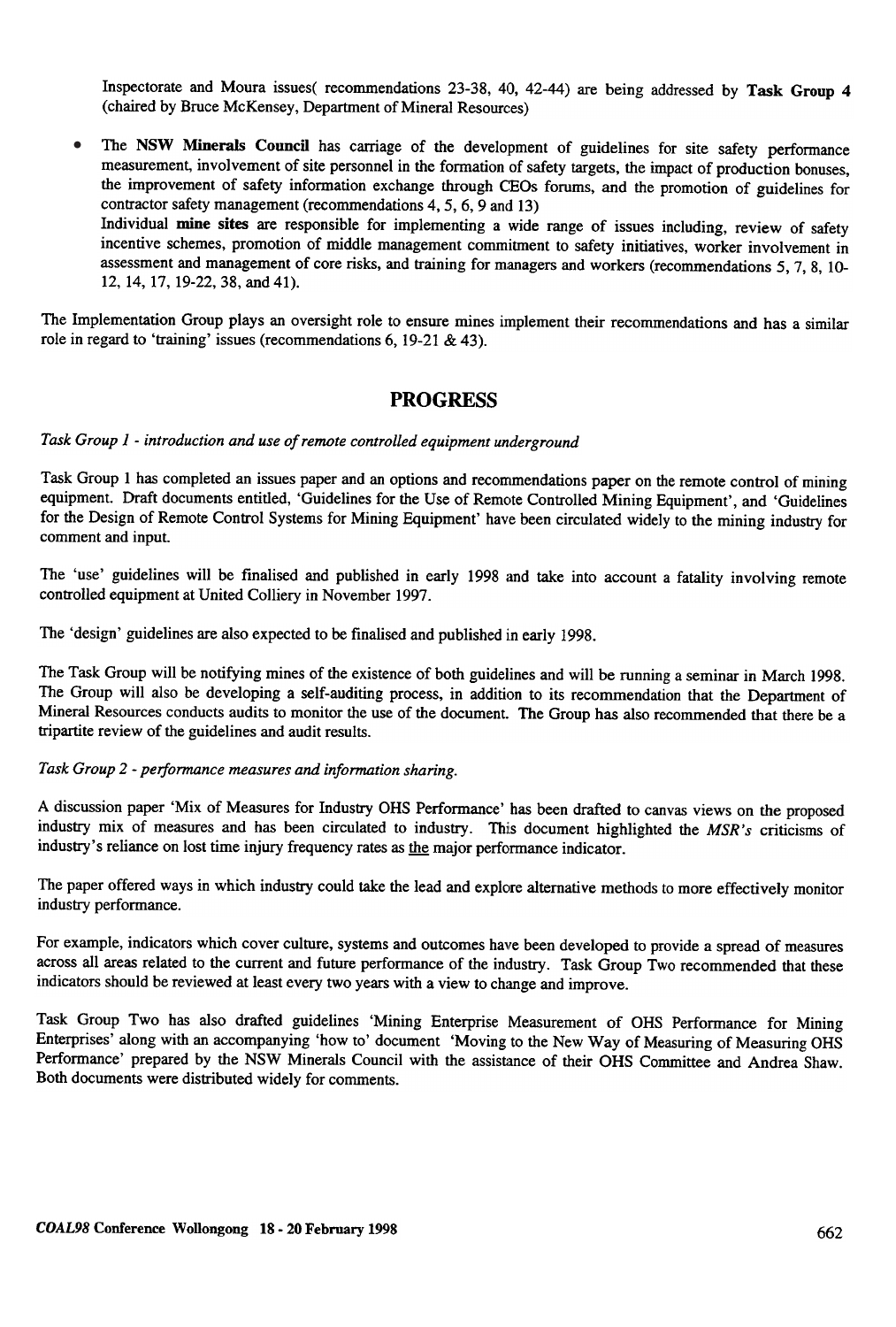Inspectorate and Moura issues( recommendations 23-38, 40, 42-44) are being addressed by **Task Group 4** (chaired by Bruce McKensey, Department of Mineral Resources)

- The **NSW Minerals Council** has carriage of the development of guidelines for site safety performance measurement, involvement of site personnel in the formation of safety targets, the impact of production bonuses, the improvement of safety information exchange through CEOs forums, and the promotion of guidelines for contractor safety management (recommendations 4, 5, 6, 9 and 13)
  Individual **mine sites** are responsible for implementing a wide range of issues including, review of safety incentive schemes, promotion of middle management commitment to safety initiatives, worker involvement in assessment and management of core risks, and training for managers and workers (recommendations 5, 7, 8, 10-12, 14, 17, 19-22, 38, and 41).

The Implementation Group plays an oversight role to ensure mines implement their recommendations and has a similar role in regard to 'training' issues (recommendations 6, 19-21 & 43).

## PROGRESS

*Task Group 1 - introduction and use of remote controlled equipment underground*

Task Group 1 has completed an issues paper and an options and recommendations paper on the remote control of mining equipment. Draft documents entitled, 'Guidelines for the Use of Remote Controlled Mining Equipment', and 'Guidelines for the Design of Remote Control Systems for Mining Equipment' have been circulated widely to the mining industry for comment and input.

The 'use' guidelines will be finalised and published in early 1998 and take into account a fatality involving remote controlled equipment at United Colliery in November 1997.

The 'design' guidelines are also expected to be finalised and published in early 1998.

The Task Group will be notifying mines of the existence of both guidelines and will be running a seminar in March 1998. The Group will also be developing a self-auditing process, in addition to its recommendation that the Department of Mineral Resources conducts audits to monitor the use of the document. The Group has also recommended that there be a tripartite review of the guidelines and audit results.

*Task Group 2 - performance measures and information sharing.*

A discussion paper 'Mix of Measures for Industry OHS Performance' has been drafted to canvas views on the proposed industry mix of measures and has been circulated to industry. This document highlighted the *MSR's* criticisms of industry's reliance on lost time injury frequency rates as the major performance indicator.

The paper offered ways in which industry could take the lead and explore alternative methods to more effectively monitor industry performance.

For example, indicators which cover culture, systems and outcomes have been developed to provide a spread of measures across all areas related to the current and future performance of the industry. Task Group Two recommended that these indicators should be reviewed at least every two years with a view to change and improve.

Task Group Two has also drafted guidelines 'Mining Enterprise Measurement of OHS Performance for Mining Enterprises' along with an accompanying 'how to' document 'Moving to the New Way of Measuring of Measuring OHS Performance' prepared by the NSW Minerals Council with the assistance of their OHS Committee and Andrea Shaw. Both documents were distributed widely for comments.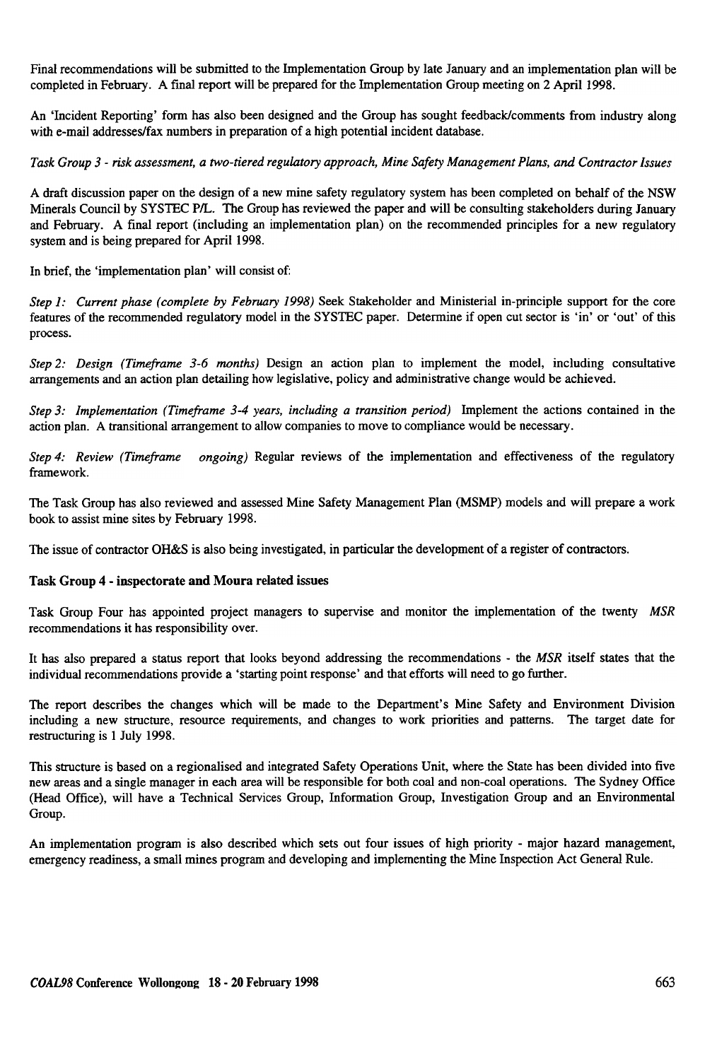Final recommendations will be submitted to the Implementation Group by late January and an implementation plan will be completed in February. A final report will be prepared for the Implementation Group meeting on 2 April 1998.

An 'Incident Reporting' form has also been designed and the Group has sought feedback/comments from industry along with e-mail addresses/fax numbers in preparation of a high potential incident database.

*Task Group 3 - risk assessment, a two-tiered regulatory approach, Mine Safety Management Plans, and Contractor Issues*

A draft discussion paper on the design of a new mine safety regulatory system has been completed on behalf of the NSW Minerals Council by SYSTEC P/L. The Group has reviewed the paper and will be consulting stakeholders during January and February. A final report (including an implementation plan) on the recommended principles for a new regulatory system and is being prepared for April 1998.

In brief, the 'implementation plan' will consist of:

*Step 1: Current phase (complete by February 1998)* Seek Stakeholder and Ministerial in-principle support for the core features of the recommended regulatory model in the SYSTEC paper. Determine if open cut sector is 'in' or 'out' of this process.

*Step 2: Design (Timeframe 3-6 months)* Design an action plan to implement the model, including consultative arrangements and an action plan detailing how legislative, policy and administrative change would be achieved.

*Step 3: Implementation (Timeframe 3-4 years, including a transition period)* Implement the actions contained in the action plan. A transitional arrangement to allow companies to move to compliance would be necessary.

*Step 4: Review (Timeframe ongoing)* Regular reviews of the implementation and effectiveness of the regulatory framework.

The Task Group has also reviewed and assessed Mine Safety Management Plan (MSMP) models and will prepare a work book to assist mine sites by February 1998.

The issue of contractor OH&S is also being investigated, in particular the development of a register of contractors.

**Task Group 4 - inspectorate and Moura related issues**

Task Group Four has appointed project managers to supervise and monitor the implementation of the twenty *MSR* recommendations it has responsibility over.

It has also prepared a status report that looks beyond addressing the recommendations - the *MSR* itself states that the individual recommendations provide a 'starting point response' and that efforts will need to go further.

The report describes the changes which will be made to the Department's Mine Safety and Environment Division including a new structure, resource requirements, and changes to work priorities and patterns. The target date for restructuring is 1 July 1998.

This structure is based on a regionalised and integrated Safety Operations Unit, where the State has been divided into five new areas and a single manager in each area will be responsible for both coal and non-coal operations. The Sydney Office (Head Office), will have a Technical Services Group, Information Group, Investigation Group and an Environmental Group.

An implementation program is also described which sets out four issues of high priority - major hazard management, emergency readiness, a small mines program and developing and implementing the Mine Inspection Act General Rule.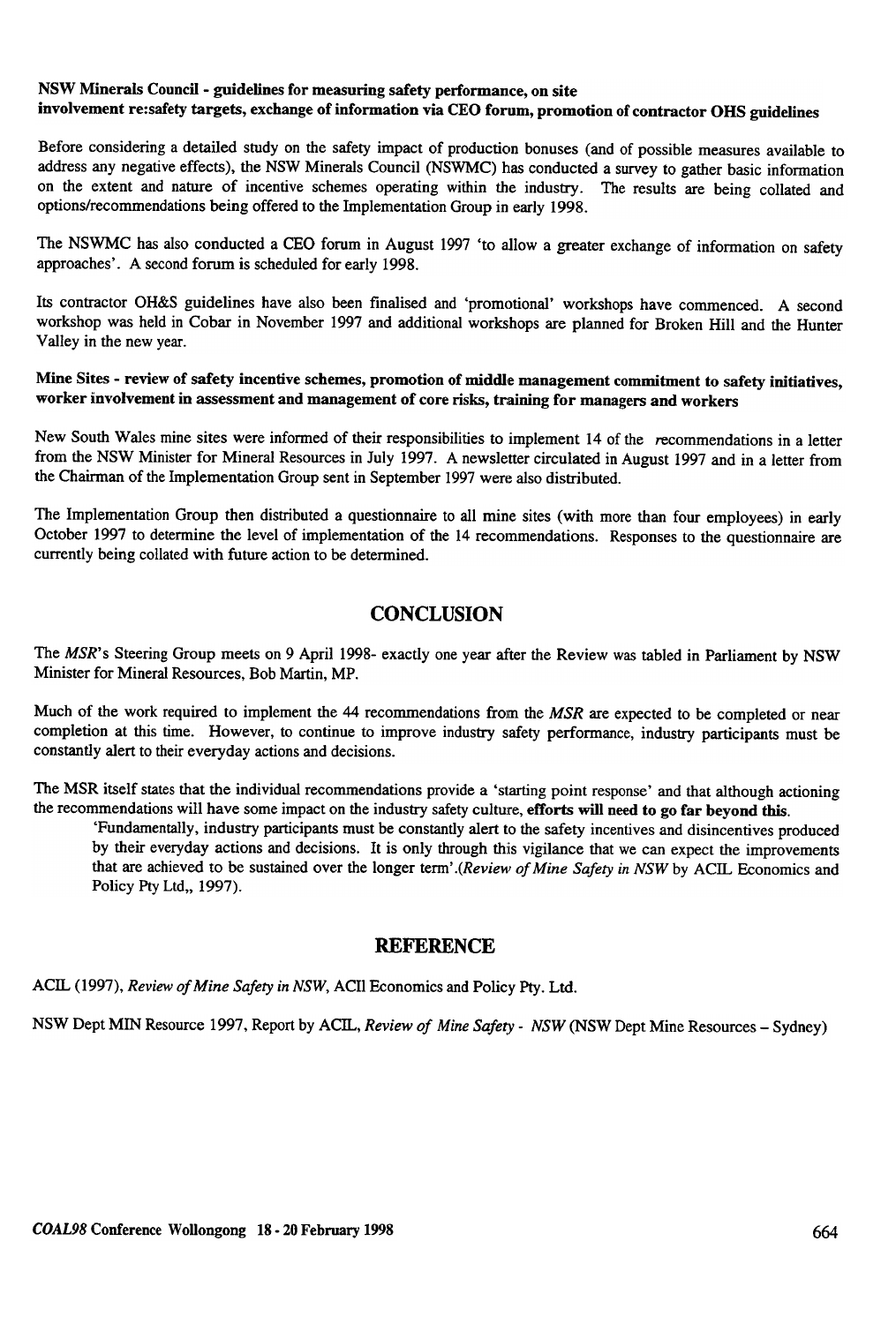**NSW Minerals Council - guidelines for measuring safety performance, on site involvement re:safety targets, exchange of information via CEO forum, promotion of contractor OHS guidelines**

Before considering a detailed study on the safety impact of production bonuses (and of possible measures available to address any negative effects), the NSW Minerals Council (NSWMC) has conducted a survey to gather basic information on the extent and nature of incentive schemes operating within the industry. The results are being collated and options/recommendations being offered to the Implementation Group in early 1998.

The NSWMC has also conducted a CEO forum in August 1997 'to allow a greater exchange of information on safety approaches'. A second forum is scheduled for early 1998.

Its contractor OH&S guidelines have also been finalised and 'promotional' workshops have commenced. A second workshop was held in Cobar in November 1997 and additional workshops are planned for Broken Hill and the Hunter Valley in the new year.

**Mine Sites - review of safety incentive schemes, promotion of middle management commitment to safety initiatives, worker involvement in assessment and management of core risks, training for managers and workers**

New South Wales mine sites were informed of their responsibilities to implement 14 of the recommendations in a letter from the NSW Minister for Mineral Resources in July 1997. A newsletter circulated in August 1997 and in a letter from the Chairman of the Implementation Group sent in September 1997 were also distributed.

The Implementation Group then distributed a questionnaire to all mine sites (with more than four employees) in early October 1997 to determine the level of implementation of the 14 recommendations. Responses to the questionnaire are currently being collated with future action to be determined.

## CONCLUSION

The *MSR*'s Steering Group meets on 9 April 1998- exactly one year after the Review was tabled in Parliament by NSW Minister for Mineral Resources, Bob Martin, MP.

Much of the work required to implement the 44 recommendations from the *MSR* are expected to be completed or near completion at this time. However, to continue to improve industry safety performance, industry participants must be constantly alert to their everyday actions and decisions.

The MSR itself states that the individual recommendations provide a 'starting point response' and that although actioning the recommendations will have some impact on the industry safety culture, **efforts will need to go far beyond this.**

> 'Fundamentally, industry participants must be constantly alert to the safety incentives and disincentives produced by their everyday actions and decisions. It is only through this vigilance that we can expect the improvements that are achieved to be sustained over the longer term'.(*Review of Mine Safety in NSW* by ACIL Economics and Policy Pty Ltd,, 1997).

## REFERENCE

ACIL (1997), *Review of Mine Safety in NSW*, ACIl Economics and Policy Pty. Ltd.

NSW Dept MIN Resource 1997, Report by ACIL, *Review of Mine Safety - NSW* (NSW Dept Mine Resources – Sydney)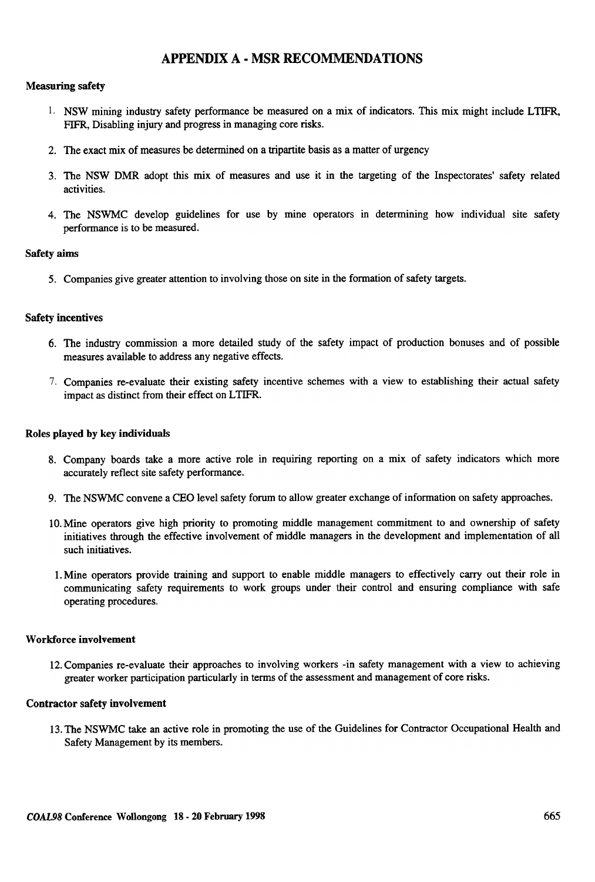## APPENDIX A - MSR RECOMMENDATIONS

### Measuring safety

1. NSW mining industry safety performance be measured on a mix of indicators. This mix might include LTIFR, FIFR, Disabling injury and progress in managing core risks.

2. The exact mix of measures be determined on a tripartite basis as a matter of urgency

3. The NSW DMR adopt this mix of measures and use it in the targeting of the Inspectorates' safety related activities.

4. The NSWMC develop guidelines for use by mine operators in determining how individual site safety performance is to be measured.

### Safety aims

5. Companies give greater attention to involving those on site in the formation of safety targets.

### Safety incentives

6. The industry commission a more detailed study of the safety impact of production bonuses and of possible measures available to address any negative effects.

7. Companies re-evaluate their existing safety incentive schemes with a view to establishing their actual safety impact as distinct from their effect on LTIFR.

### Roles played by key individuals

8. Company boards take a more active role in requiring reporting on a mix of safety indicators which more accurately reflect site safety performance.

9. The NSWMC convene a CEO level safety forum to allow greater exchange of information on safety approaches.

10. Mine operators give high priority to promoting middle management commitment to and ownership of safety initiatives through the effective involvement of middle managers in the development and implementation of all such initiatives.

1. Mine operators provide training and support to enable middle managers to effectively carry out their role in communicating safety requirements to work groups under their control and ensuring compliance with safe operating procedures.

### Workforce involvement

12. Companies re-evaluate their approaches to involving workers -in safety management with a view to achieving greater worker participation particularly in terms of the assessment and management of core risks.

### Contractor safety involvement

13. The NSWMC take an active role in promoting the use of the Guidelines for Contractor Occupational Health and Safety Management by its members.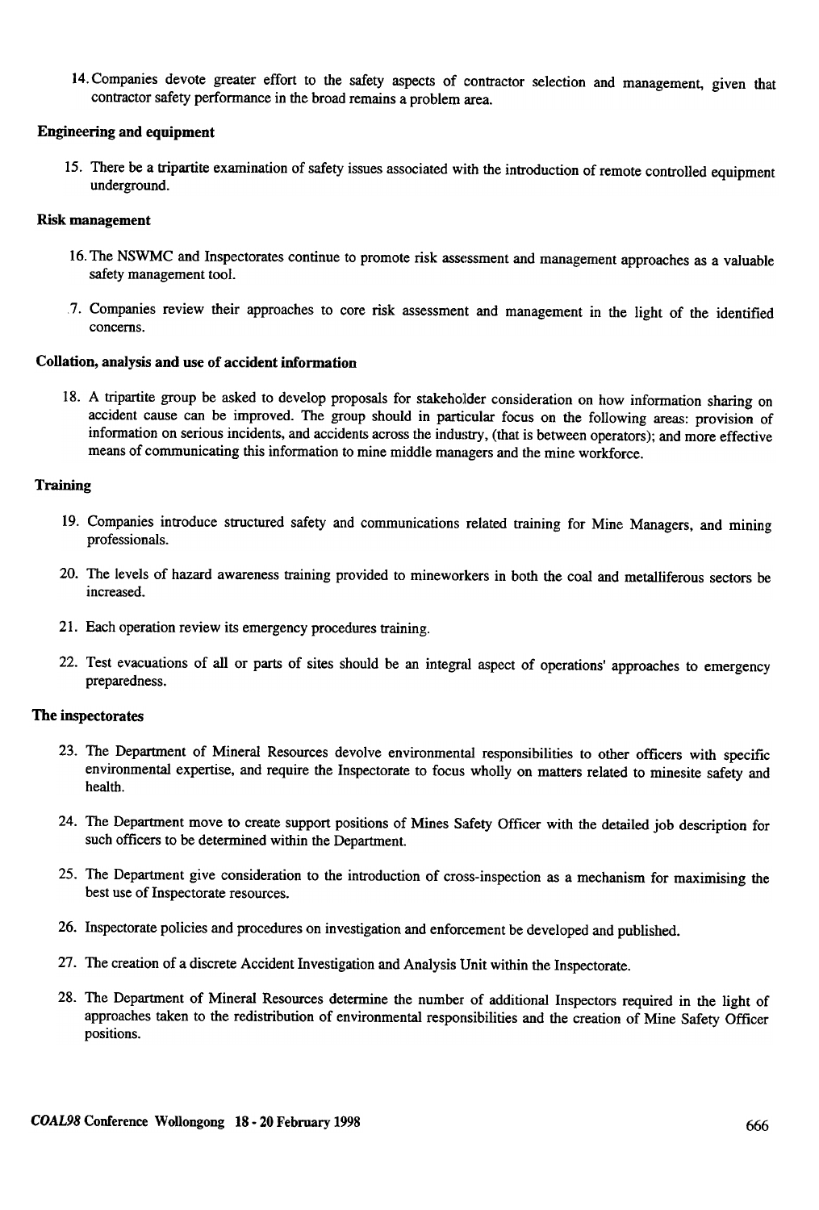14. Companies devote greater effort to the safety aspects of contractor selection and management, given that contractor safety performance in the broad remains a problem area.

**Engineering and equipment**

15. There be a tripartite examination of safety issues associated with the introduction of remote controlled equipment underground.

**Risk management**

16. The NSWMC and Inspectorates continue to promote risk assessment and management approaches as a valuable safety management tool.

17. Companies review their approaches to core risk assessment and management in the light of the identified concerns.

**Collation, analysis and use of accident information**

18. A tripartite group be asked to develop proposals for stakeholder consideration on how information sharing on accident cause can be improved. The group should in particular focus on the following areas: provision of information on serious incidents, and accidents across the industry, (that is between operators); and more effective means of communicating this information to mine middle managers and the mine workforce.

**Training**

19. Companies introduce structured safety and communications related training for Mine Managers, and mining professionals.

20. The levels of hazard awareness training provided to mineworkers in both the coal and metalliferous sectors be increased.

21. Each operation review its emergency procedures training.

22. Test evacuations of all or parts of sites should be an integral aspect of operations' approaches to emergency preparedness.

**The inspectorates**

23. The Department of Mineral Resources devolve environmental responsibilities to other officers with specific environmental expertise, and require the Inspectorate to focus wholly on matters related to minesite safety and health.

24. The Department move to create support positions of Mines Safety Officer with the detailed job description for such officers to be determined within the Department.

25. The Department give consideration to the introduction of cross-inspection as a mechanism for maximising the best use of Inspectorate resources.

26. Inspectorate policies and procedures on investigation and enforcement be developed and published.

27. The creation of a discrete Accident Investigation and Analysis Unit within the Inspectorate.

28. The Department of Mineral Resources determine the number of additional Inspectors required in the light of approaches taken to the redistribution of environmental responsibilities and the creation of Mine Safety Officer positions.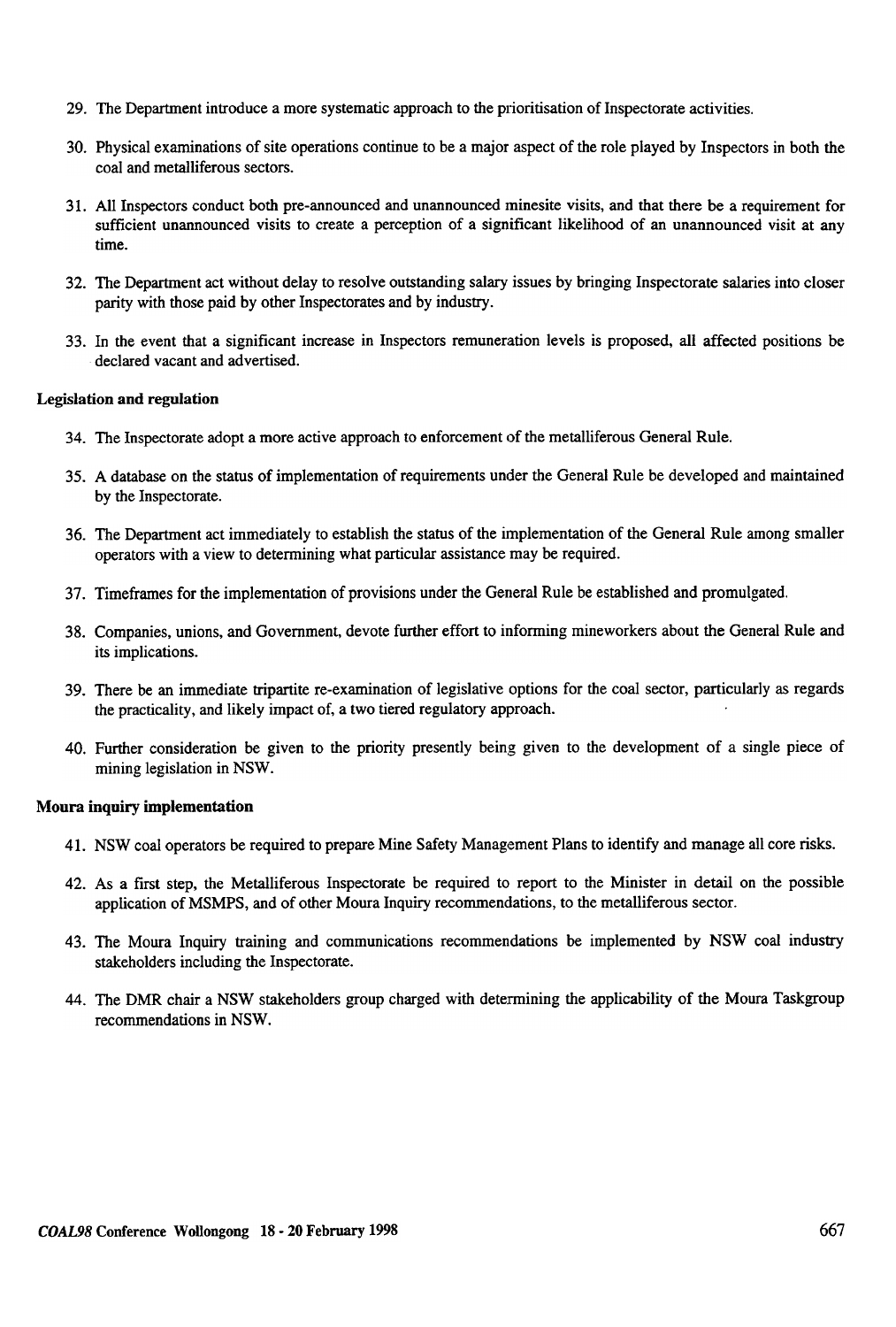29. The Department introduce a more systematic approach to the prioritisation of Inspectorate activities.

30. Physical examinations of site operations continue to be a major aspect of the role played by Inspectors in both the coal and metalliferous sectors.

31. All Inspectors conduct both pre-announced and unannounced minesite visits, and that there be a requirement for sufficient unannounced visits to create a perception of a significant likelihood of an unannounced visit at any time.

32. The Department act without delay to resolve outstanding salary issues by bringing Inspectorate salaries into closer parity with those paid by other Inspectorates and by industry.

33. In the event that a significant increase in Inspectors remuneration levels is proposed, all affected positions be declared vacant and advertised.

**Legislation and regulation**

34. The Inspectorate adopt a more active approach to enforcement of the metalliferous General Rule.

35. A database on the status of implementation of requirements under the General Rule be developed and maintained by the Inspectorate.

36. The Department act immediately to establish the status of the implementation of the General Rule among smaller operators with a view to determining what particular assistance may be required.

37. Timeframes for the implementation of provisions under the General Rule be established and promulgated.

38. Companies, unions, and Government, devote further effort to informing mineworkers about the General Rule and its implications.

39. There be an immediate tripartite re-examination of legislative options for the coal sector, particularly as regards the practicality, and likely impact of, a two tiered regulatory approach.

40. Further consideration be given to the priority presently being given to the development of a single piece of mining legislation in NSW.

**Moura inquiry implementation**

41. NSW coal operators be required to prepare Mine Safety Management Plans to identify and manage all core risks.

42. As a first step, the Metalliferous Inspectorate be required to report to the Minister in detail on the possible application of MSMPS, and of other Moura Inquiry recommendations, to the metalliferous sector.

43. The Moura Inquiry training and communications recommendations be implemented by NSW coal industry stakeholders including the Inspectorate.

44. The DMR chair a NSW stakeholders group charged with determining the applicability of the Moura Taskgroup recommendations in NSW.